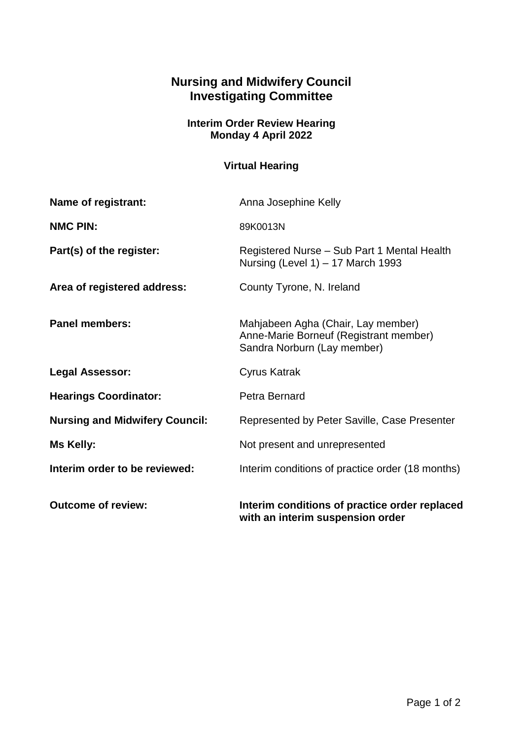# Nursing and Midwifery Council
# Investigating Committee

**Interim Order Review Hearing**
**Monday 4 April 2022**

**Virtual Hearing**

| | |
|---|---|
| **Name of registrant:** | Anna Josephine Kelly |
| **NMC PIN:** | 89K0013N |
| **Part(s) of the register:** | Registered Nurse – Sub Part 1 Mental Health Nursing (Level 1) – 17 March 1993 |
| **Area of registered address:** | County Tyrone, N. Ireland |
| **Panel members:** | Mahjabeen Agha (Chair, Lay member)<br>Anne-Marie Borneuf (Registrant member)<br>Sandra Norburn (Lay member) |
| **Legal Assessor:** | Cyrus Katrak |
| **Hearings Coordinator:** | Petra Bernard |
| **Nursing and Midwifery Council:** | Represented by Peter Saville, Case Presenter |
| **Ms Kelly:** | Not present and unrepresented |
| **Interim order to be reviewed:** | Interim conditions of practice order (18 months) |
| **Outcome of review:** | **Interim conditions of practice order replaced with an interim suspension order** |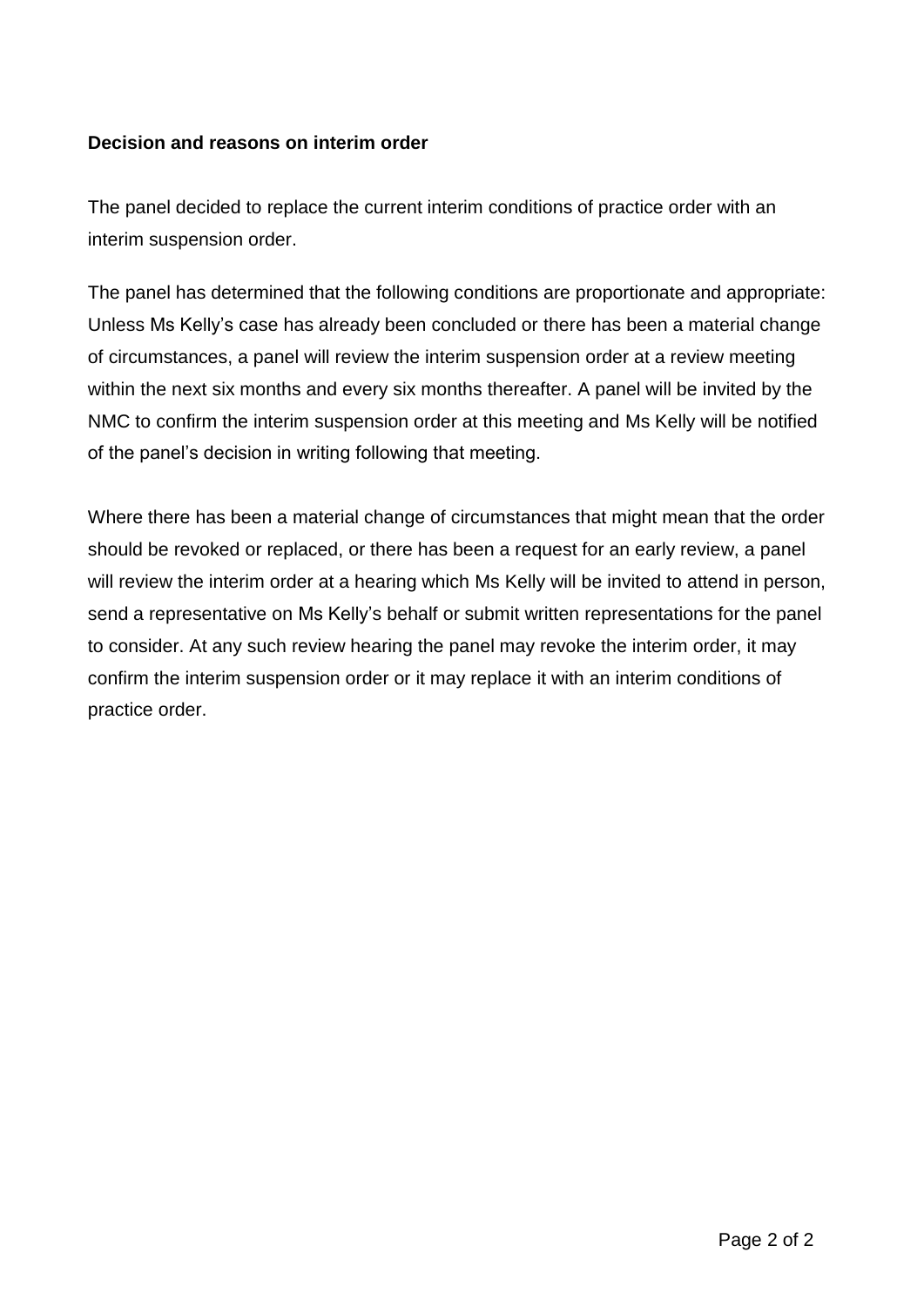**Decision and reasons on interim order**

The panel decided to replace the current interim conditions of practice order with an interim suspension order.

The panel has determined that the following conditions are proportionate and appropriate: Unless Ms Kelly's case has already been concluded or there has been a material change of circumstances, a panel will review the interim suspension order at a review meeting within the next six months and every six months thereafter. A panel will be invited by the NMC to confirm the interim suspension order at this meeting and Ms Kelly will be notified of the panel's decision in writing following that meeting.

Where there has been a material change of circumstances that might mean that the order should be revoked or replaced, or there has been a request for an early review, a panel will review the interim order at a hearing which Ms Kelly will be invited to attend in person, send a representative on Ms Kelly's behalf or submit written representations for the panel to consider. At any such review hearing the panel may revoke the interim order, it may confirm the interim suspension order or it may replace it with an interim conditions of practice order.